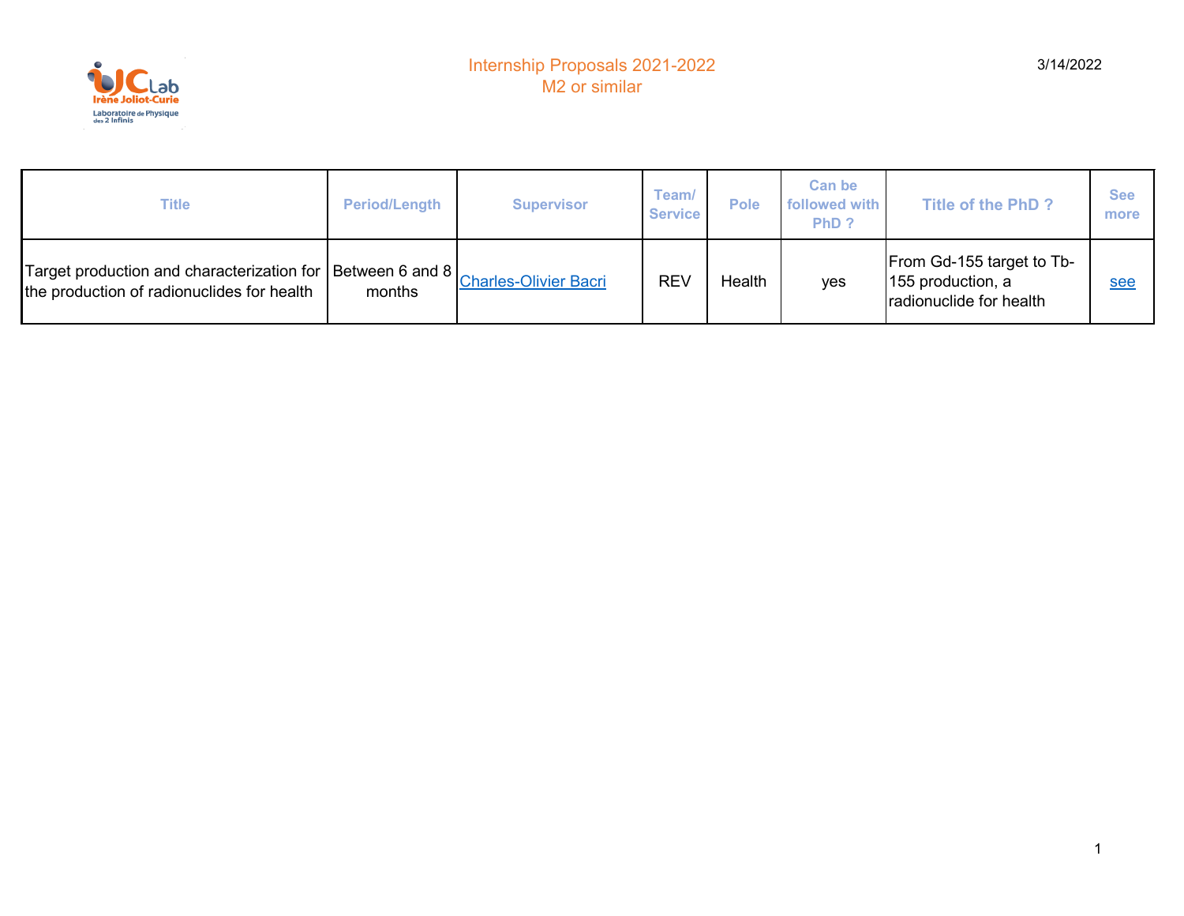# Internship Proposals 2021-2022
## M2 or similar

3/14/2022

| Title | Period/Length | Supervisor | Team/ Service | Pole | Can be followed with PhD ? | Title of the PhD ? | See more |
|---|---|---|---|---|---|---|---|
| Target production and characterization for the production of radionuclides for health | Between 6 and 8 months | Charles-Olivier Bacri | REV | Health | yes | From Gd-155 target to Tb-155 production, a radionuclide for health | see |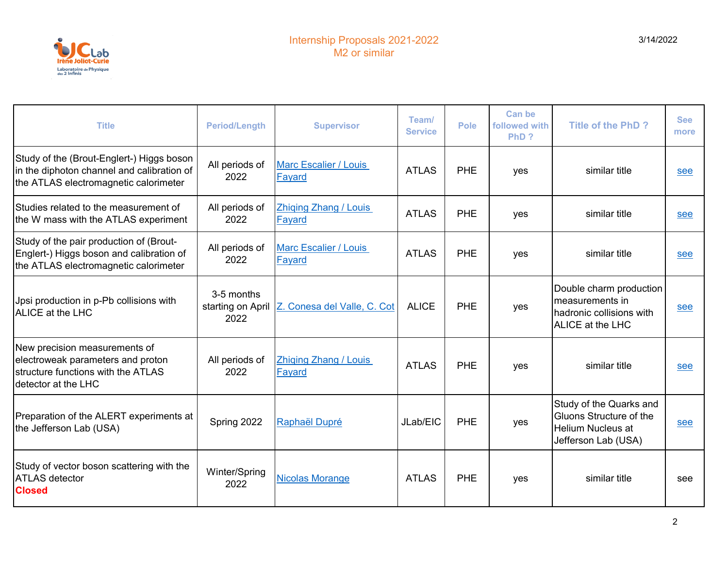# Internship Proposals 2021-2022
## M2 or similar

3/14/2022

| Title | Period/Length | Supervisor | Team/ Service | Pole | Can be followed with PhD ? | Title of the PhD ? | See more |
|---|---|---|---|---|---|---|---|
| Study of the (Brout-Englert-) Higgs boson in the diphoton channel and calibration of the ATLAS electromagnetic calorimeter | All periods of 2022 | Marc Escalier / Louis Fayard | ATLAS | PHE | yes | similar title | see |
| Studies related to the measurement of the W mass with the ATLAS experiment | All periods of 2022 | Zhiqing Zhang / Louis Fayard | ATLAS | PHE | yes | similar title | see |
| Study of the pair production of (Brout-Englert-) Higgs boson and calibration of the ATLAS electromagnetic calorimeter | All periods of 2022 | Marc Escalier / Louis Fayard | ATLAS | PHE | yes | similar title | see |
| Jpsi production in p-Pb collisions with ALICE at the LHC | 3-5 months starting on April 2022 | Z. Conesa del Valle, C. Cot | ALICE | PHE | yes | Double charm production measurements in hadronic collisions with ALICE at the LHC | see |
| New precision measurements of electroweak parameters and proton structure functions with the ATLAS detector at the LHC | All periods of 2022 | Zhiqing Zhang / Louis Fayard | ATLAS | PHE | yes | similar title | see |
| Preparation of the ALERT experiments at the Jefferson Lab (USA) | Spring 2022 | Raphaël Dupré | JLab/EIC | PHE | yes | Study of the Quarks and Gluons Structure of the Helium Nucleus at Jefferson Lab (USA) | see |
| Study of vector boson scattering with the ATLAS detector **Closed** | Winter/Spring 2022 | Nicolas Morange | ATLAS | PHE | yes | similar title | see |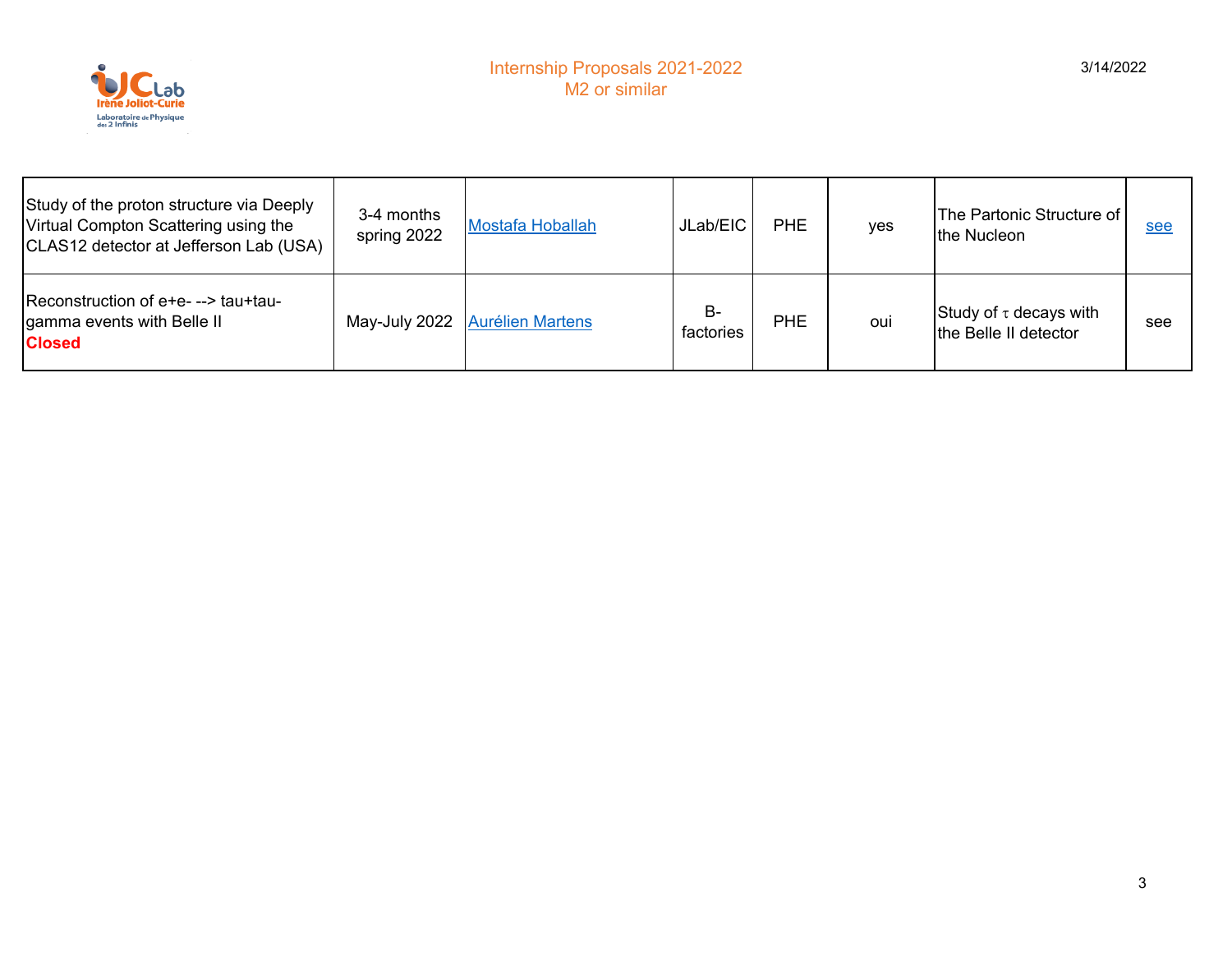| | | | | | | | |
|---|---|---|---|---|---|---|---|
| Study of the proton structure via Deeply Virtual Compton Scattering using the CLAS12 detector at Jefferson Lab (USA) | 3-4 months spring 2022 | Mostafa Hoballah | JLab/EIC | PHE | yes | The Partonic Structure of the Nucleon | see |
| Reconstruction of e+e- --> tau+tau-gamma events with Belle II **Closed** | May-July 2022 | Aurélien Martens | B-factories | PHE | oui | Study of $\tau$ decays with the Belle II detector | see |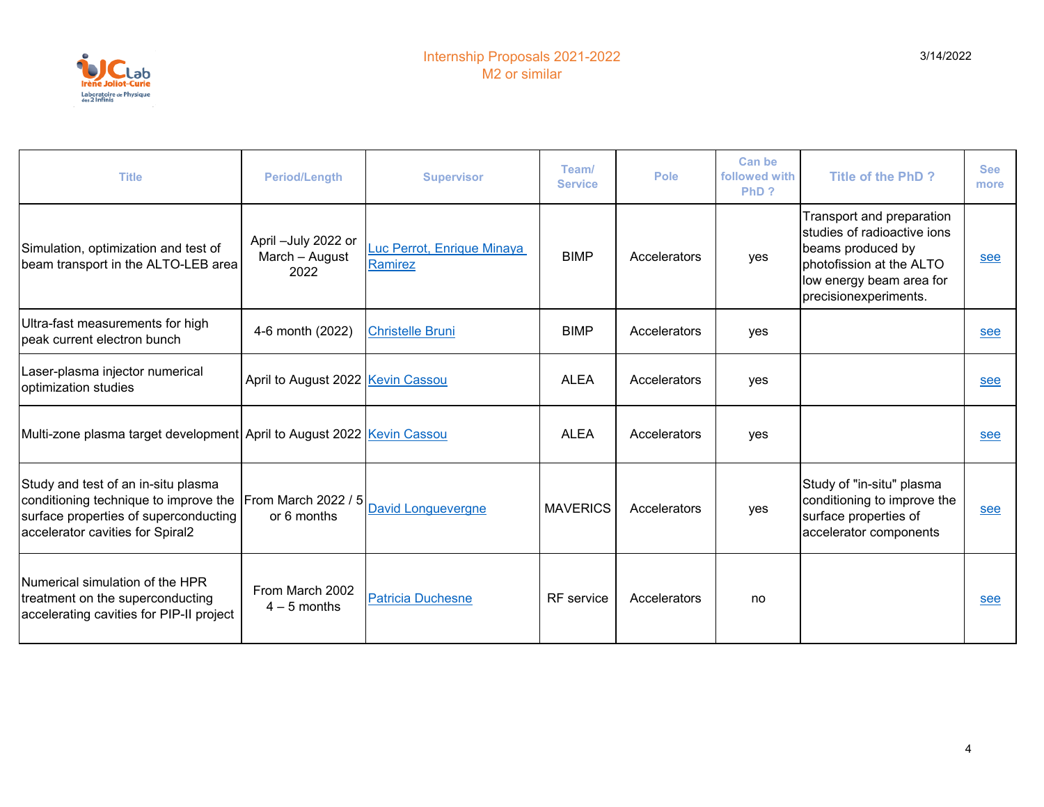Internship Proposals 2021-2022
M2 or similar

3/14/2022

| Title | Period/Length | Supervisor | Team/ Service | Pole | Can be followed with PhD ? | Title of the PhD ? | See more |
| --- | --- | --- | --- | --- | --- | --- | --- |
| Simulation, optimization and test of beam transport in the ALTO-LEB area | April –July 2022 or March – August 2022 | Luc Perrot, Enrique Minaya Ramirez | BIMP | Accelerators | yes | Transport and preparation studies of radioactive ions beams produced by photofission at the ALTO low energy beam area for precisionexperiments. | see |
| Ultra-fast measurements for high peak current electron bunch | 4-6 month (2022) | Christelle Bruni | BIMP | Accelerators | yes | | see |
| Laser-plasma injector numerical optimization studies | April to August 2022 | Kevin Cassou | ALEA | Accelerators | yes | | see |
| Multi-zone plasma target development | April to August 2022 | Kevin Cassou | ALEA | Accelerators | yes | | see |
| Study and test of an in-situ plasma conditioning technique to improve the surface properties of superconducting accelerator cavities for Spiral2 | From March 2022 / 5 or 6 months | David Longuevergne | MAVERICS | Accelerators | yes | Study of "in-situ" plasma conditioning to improve the surface properties of accelerator components | see |
| Numerical simulation of the HPR treatment on the superconducting accelerating cavities for PIP-II project | From March 2002 4 – 5 months | Patricia Duchesne | RF service | Accelerators | no | | see |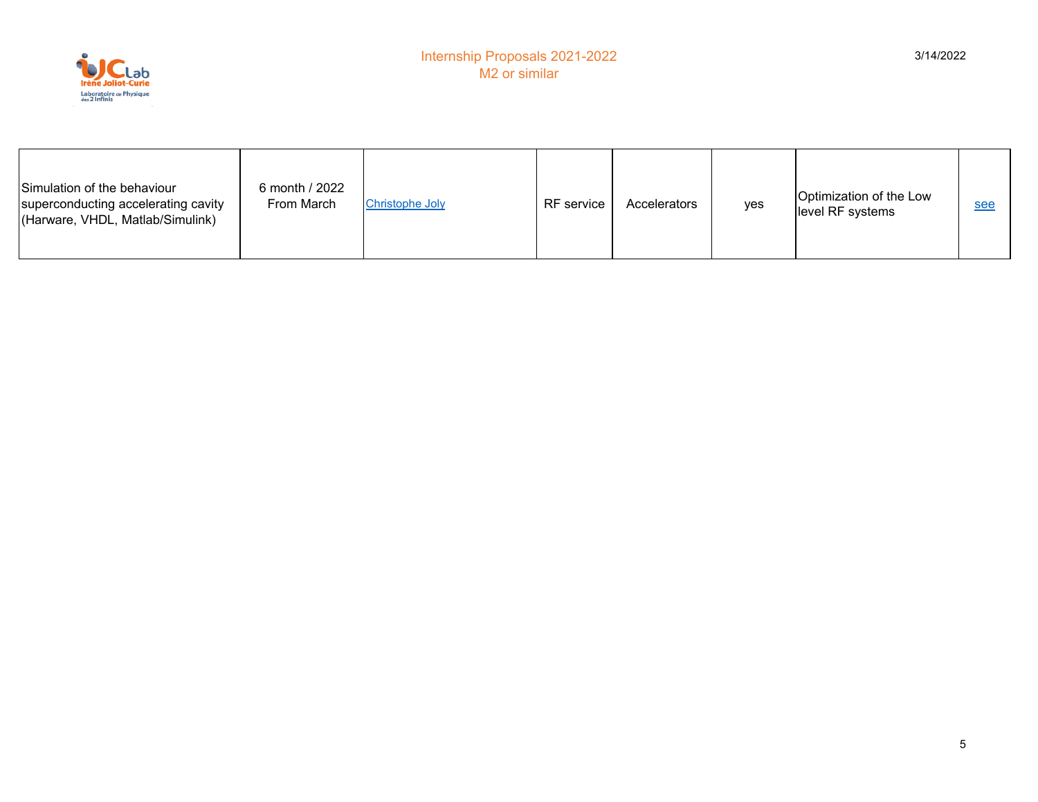| | | | | | | | |
|---|---|---|---|---|---|---|---|
| Simulation of the behaviour superconducting accelerating cavity (Harware, VHDL, Matlab/Simulink) | 6 month / 2022 From March | Christophe Joly | RF service | Accelerators | yes | Optimization of the Low level RF systems | see |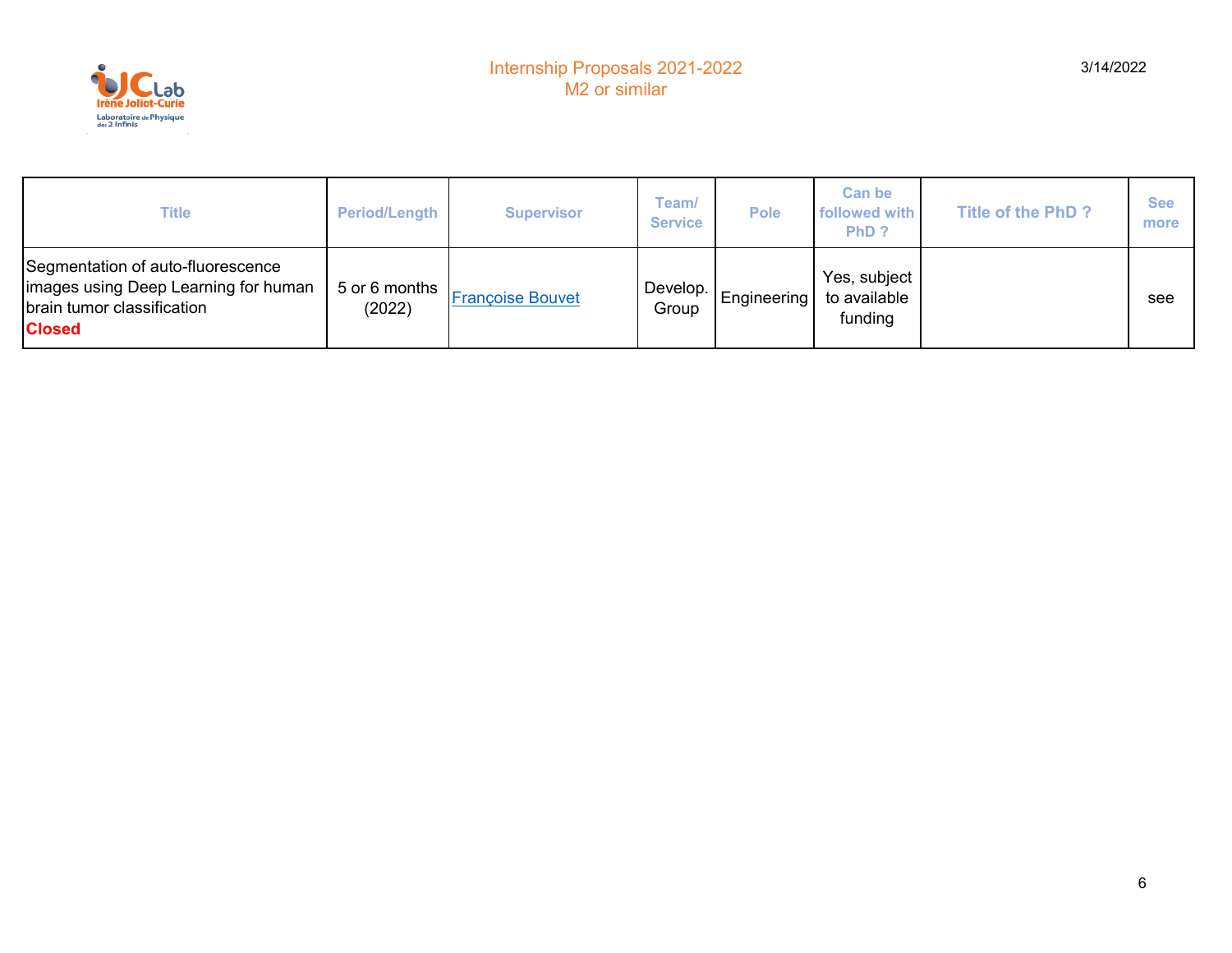| Title | Period/Length | Supervisor | Team/ Service | Pole | Can be followed with PhD ? | Title of the PhD ? | See more |
|---|---|---|---|---|---|---|---|
| Segmentation of auto-fluorescence images using Deep Learning for human brain tumor classification **Closed** | 5 or 6 months (2022) | Françoise Bouvet | Develop. Group | Engineering | Yes, subject to available funding | | see |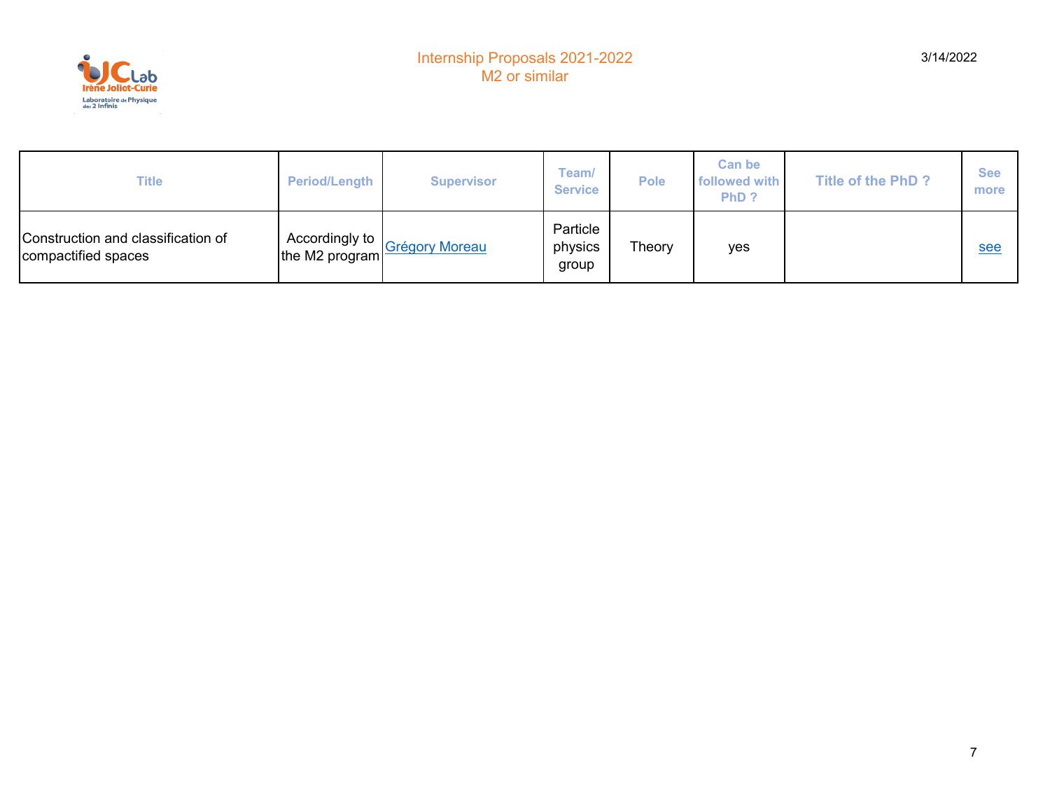| Title | Period/Length | Supervisor | Team/ Service | Pole | Can be followed with PhD ? | Title of the PhD ? | See more |
|---|---|---|---|---|---|---|---|
| Construction and classification of compactified spaces | Accordingly to the M2 program | Grégory Moreau | Particle physics group | Theory | yes | | see |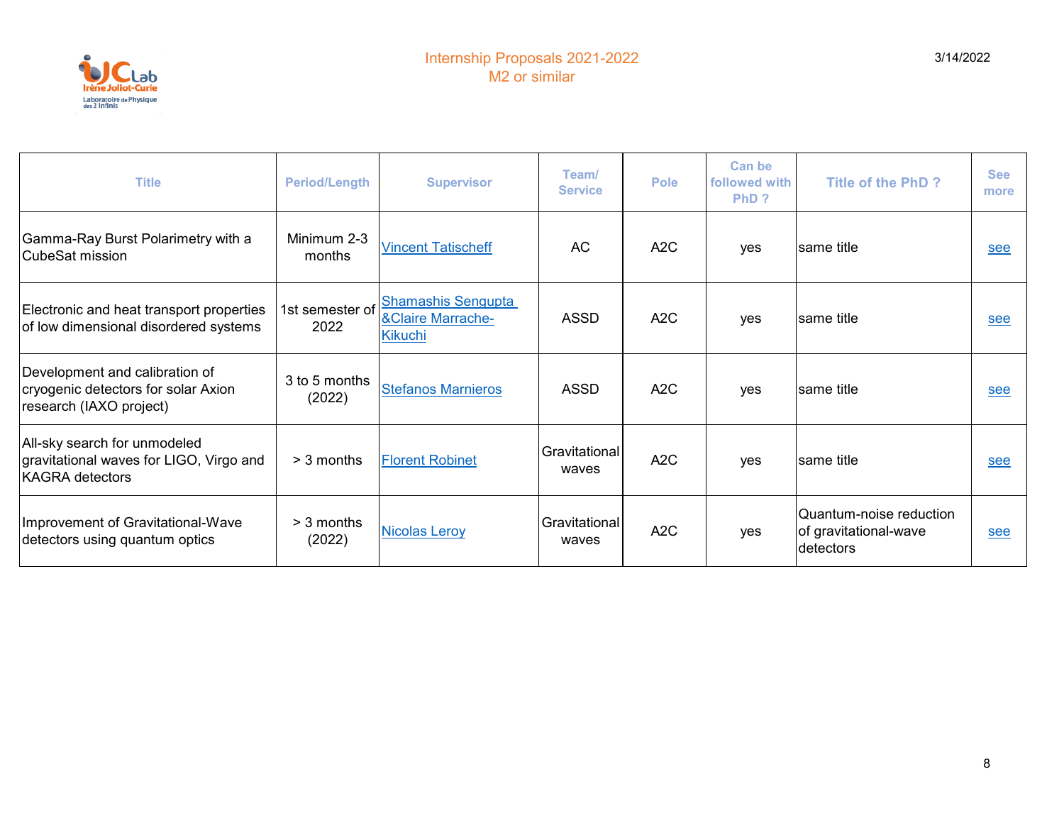| Title | Period/Length | Supervisor | Team/ Service | Pole | Can be followed with PhD ? | Title of the PhD ? | See more |
|---|---|---|---|---|---|---|---|
| Gamma-Ray Burst Polarimetry with a CubeSat mission | Minimum 2-3 months | Vincent Tatischeff | AC | A2C | yes | same title | see |
| Electronic and heat transport properties of low dimensional disordered systems | 1st semester of 2022 | Shamashis Sengupta &Claire Marrache-Kikuchi | ASSD | A2C | yes | same title | see |
| Development and calibration of cryogenic detectors for solar Axion research (IAXO project) | 3 to 5 months (2022) | Stefanos Marnieros | ASSD | A2C | yes | same title | see |
| All-sky search for unmodeled gravitational waves for LIGO, Virgo and KAGRA detectors | > 3 months | Florent Robinet | Gravitational waves | A2C | yes | same title | see |
| Improvement of Gravitational-Wave detectors using quantum optics | > 3 months (2022) | Nicolas Leroy | Gravitational waves | A2C | yes | Quantum-noise reduction of gravitational-wave detectors | see |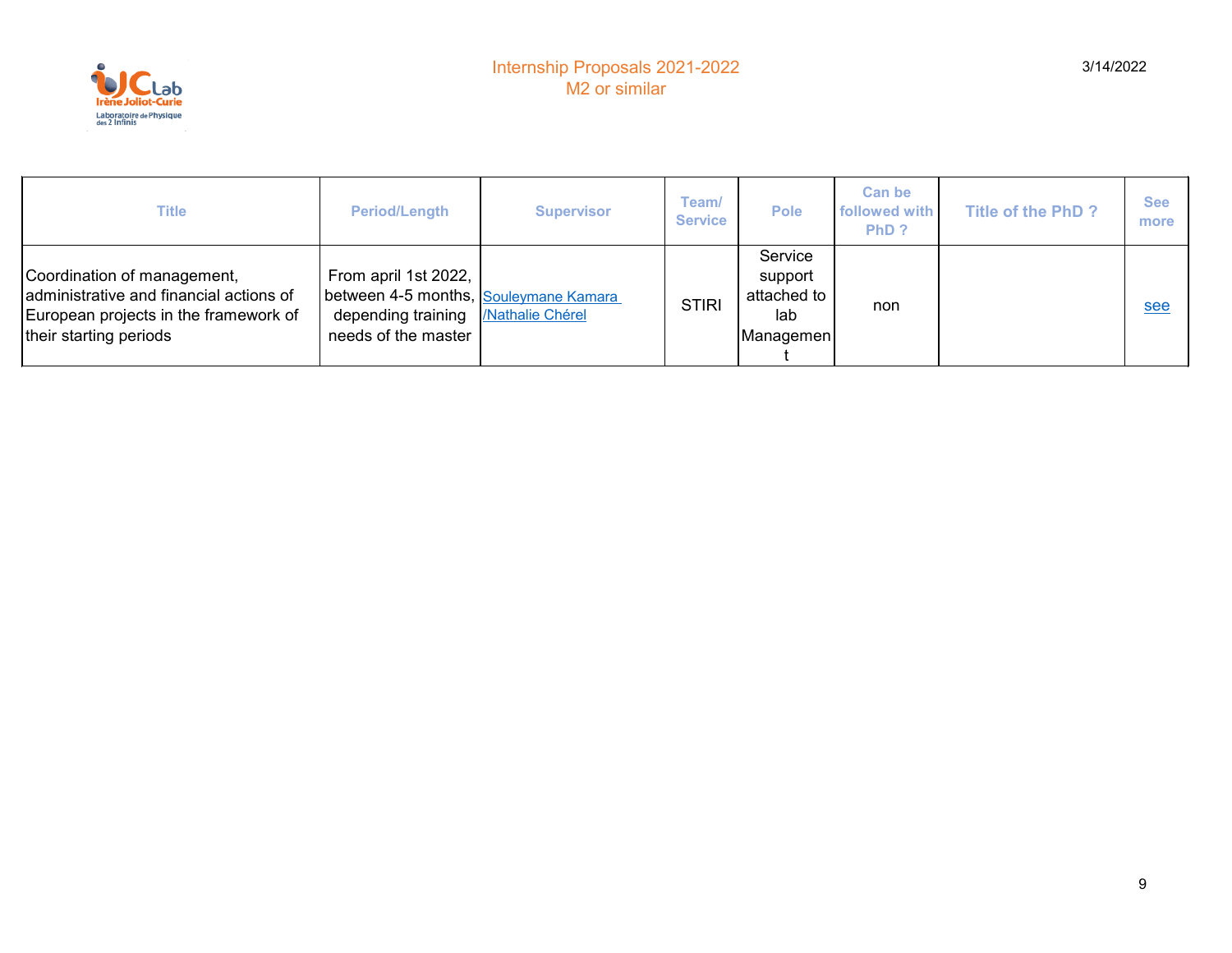Internship Proposals 2021-2022
M2 or similar

3/14/2022

| Title | Period/Length | Supervisor | Team/ Service | Pole | Can be followed with PhD ? | Title of the PhD ? | See more |
|---|---|---|---|---|---|---|---|
| Coordination of management, administrative and financial actions of European projects in the framework of their starting periods | From april 1st 2022, between 4-5 months, depending training needs of the master | Souleymane Kamara /Nathalie Chérel | STIRI | Service support attached to lab Management | non | | see |